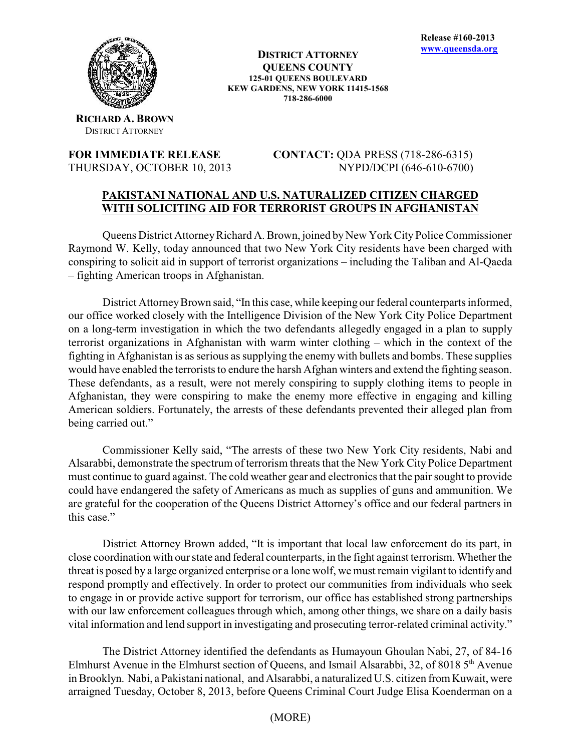Release #160-2013
www.queensda.org

**DISTRICT ATTORNEY**
**QUEENS COUNTY**
**125-01 QUEENS BOULEVARD**
**KEW GARDENS, NEW YORK 11415-1568**
**718-286-6000**

**RICHARD A. BROWN**
DISTRICT ATTORNEY

**FOR IMMEDIATE RELEASE**
THURSDAY, OCTOBER 10, 2013

**CONTACT:** QDA PRESS (718-286-6315)
NYPD/DCPI (646-610-6700)

## PAKISTANI NATIONAL AND U.S. NATURALIZED CITIZEN CHARGED WITH SOLICITING AID FOR TERRORIST GROUPS IN AFGHANISTAN

Queens District Attorney Richard A. Brown, joined by New York City Police Commissioner Raymond W. Kelly, today announced that two New York City residents have been charged with conspiring to solicit aid in support of terrorist organizations – including the Taliban and Al-Qaeda – fighting American troops in Afghanistan.

District Attorney Brown said, "In this case, while keeping our federal counterparts informed, our office worked closely with the Intelligence Division of the New York City Police Department on a long-term investigation in which the two defendants allegedly engaged in a plan to supply terrorist organizations in Afghanistan with warm winter clothing – which in the context of the fighting in Afghanistan is as serious as supplying the enemy with bullets and bombs. These supplies would have enabled the terrorists to endure the harsh Afghan winters and extend the fighting season. These defendants, as a result, were not merely conspiring to supply clothing items to people in Afghanistan, they were conspiring to make the enemy more effective in engaging and killing American soldiers. Fortunately, the arrests of these defendants prevented their alleged plan from being carried out."

Commissioner Kelly said, "The arrests of these two New York City residents, Nabi and Alsarabbi, demonstrate the spectrum of terrorism threats that the New York City Police Department must continue to guard against. The cold weather gear and electronics that the pair sought to provide could have endangered the safety of Americans as much as supplies of guns and ammunition. We are grateful for the cooperation of the Queens District Attorney's office and our federal partners in this case."

District Attorney Brown added, "It is important that local law enforcement do its part, in close coordination with our state and federal counterparts, in the fight against terrorism. Whether the threat is posed by a large organized enterprise or a lone wolf, we must remain vigilant to identify and respond promptly and effectively. In order to protect our communities from individuals who seek to engage in or provide active support for terrorism, our office has established strong partnerships with our law enforcement colleagues through which, among other things, we share on a daily basis vital information and lend support in investigating and prosecuting terror-related criminal activity."

The District Attorney identified the defendants as Humayoun Ghoulan Nabi, 27, of 84-16 Elmhurst Avenue in the Elmhurst section of Queens, and Ismail Alsarabbi, 32, of 8018 5th Avenue in Brooklyn. Nabi, a Pakistani national, and Alsarabbi, a naturalized U.S. citizen from Kuwait, were arraigned Tuesday, October 8, 2013, before Queens Criminal Court Judge Elisa Koenderman on a

(MORE)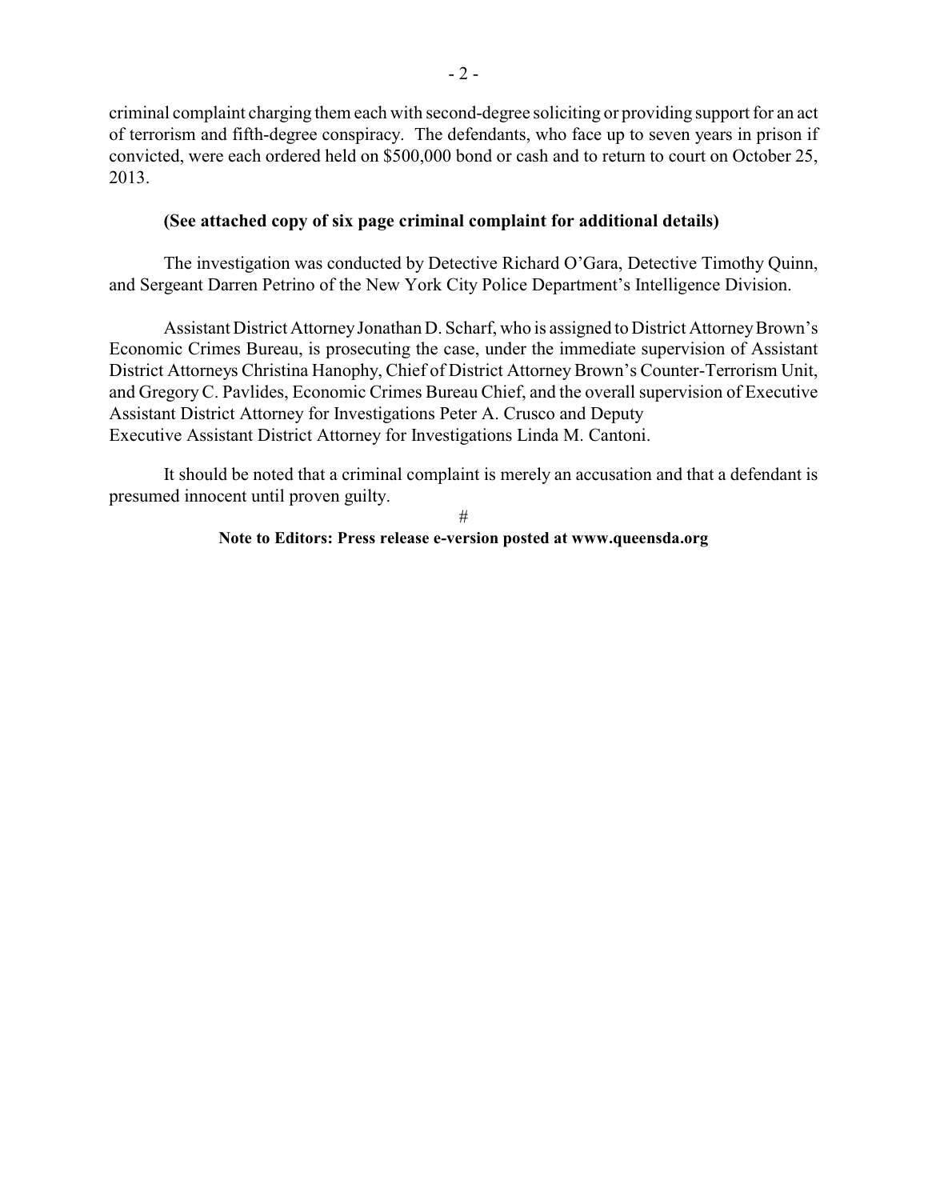criminal complaint charging them each with second-degree soliciting or providing support for an act of terrorism and fifth-degree conspiracy. The defendants, who face up to seven years in prison if convicted, were each ordered held on $500,000 bond or cash and to return to court on October 25, 2013.

**(See attached copy of six page criminal complaint for additional details)**

The investigation was conducted by Detective Richard O'Gara, Detective Timothy Quinn, and Sergeant Darren Petrino of the New York City Police Department's Intelligence Division.

Assistant District Attorney Jonathan D. Scharf, who is assigned to District Attorney Brown's Economic Crimes Bureau, is prosecuting the case, under the immediate supervision of Assistant District Attorneys Christina Hanophy, Chief of District Attorney Brown's Counter-Terrorism Unit, and Gregory C. Pavlides, Economic Crimes Bureau Chief, and the overall supervision of Executive Assistant District Attorney for Investigations Peter A. Crusco and Deputy Executive Assistant District Attorney for Investigations Linda M. Cantoni.

It should be noted that a criminal complaint is merely an accusation and that a defendant is presumed innocent until proven guilty.

#

**Note to Editors: Press release e-version posted at www.queensda.org**